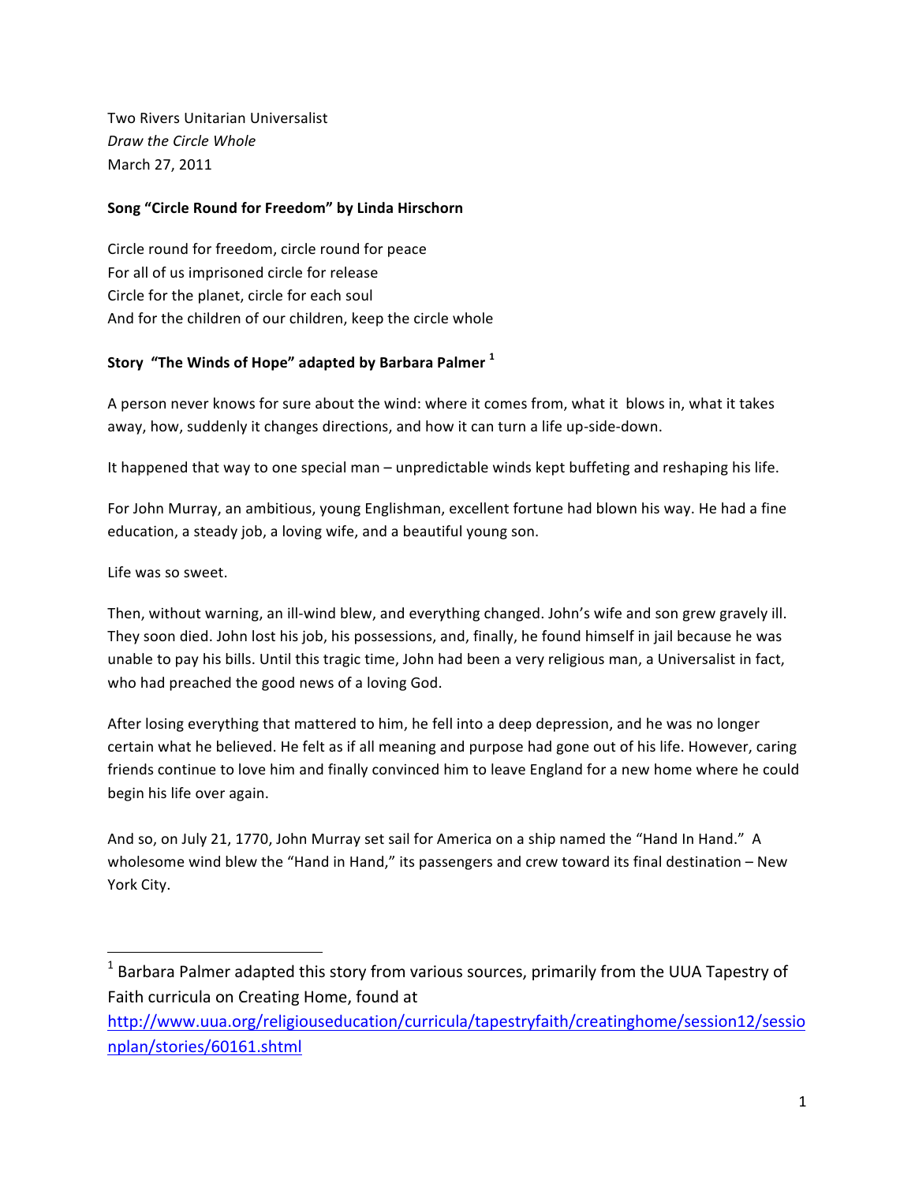Two Rivers Unitarian Universalist
*Draw the Circle Whole*
March 27, 2011

**Song "Circle Round for Freedom" by Linda Hirschorn**

Circle round for freedom, circle round for peace
For all of us imprisoned circle for release
Circle for the planet, circle for each soul
And for the children of our children, keep the circle whole

**Story "The Winds of Hope" adapted by Barbara Palmer [1]**

A person never knows for sure about the wind: where it comes from, what it blows in, what it takes away, how, suddenly it changes directions, and how it can turn a life up-side-down.

It happened that way to one special man – unpredictable winds kept buffeting and reshaping his life.

For John Murray, an ambitious, young Englishman, excellent fortune had blown his way. He had a fine education, a steady job, a loving wife, and a beautiful young son.

Life was so sweet.

Then, without warning, an ill-wind blew, and everything changed. John's wife and son grew gravely ill. They soon died. John lost his job, his possessions, and, finally, he found himself in jail because he was unable to pay his bills. Until this tragic time, John had been a very religious man, a Universalist in fact, who had preached the good news of a loving God.

After losing everything that mattered to him, he fell into a deep depression, and he was no longer certain what he believed. He felt as if all meaning and purpose had gone out of his life. However, caring friends continue to love him and finally convinced him to leave England for a new home where he could begin his life over again.

And so, on July 21, 1770, John Murray set sail for America on a ship named the "Hand In Hand." A wholesome wind blew the "Hand in Hand," its passengers and crew toward its final destination – New York City.

---

[1] Barbara Palmer adapted this story from various sources, primarily from the UUA Tapestry of Faith curricula on Creating Home, found at http://www.uua.org/religiouseducation/curricula/tapestryfaith/creatinghome/session12/sessionplan/stories/60161.shtml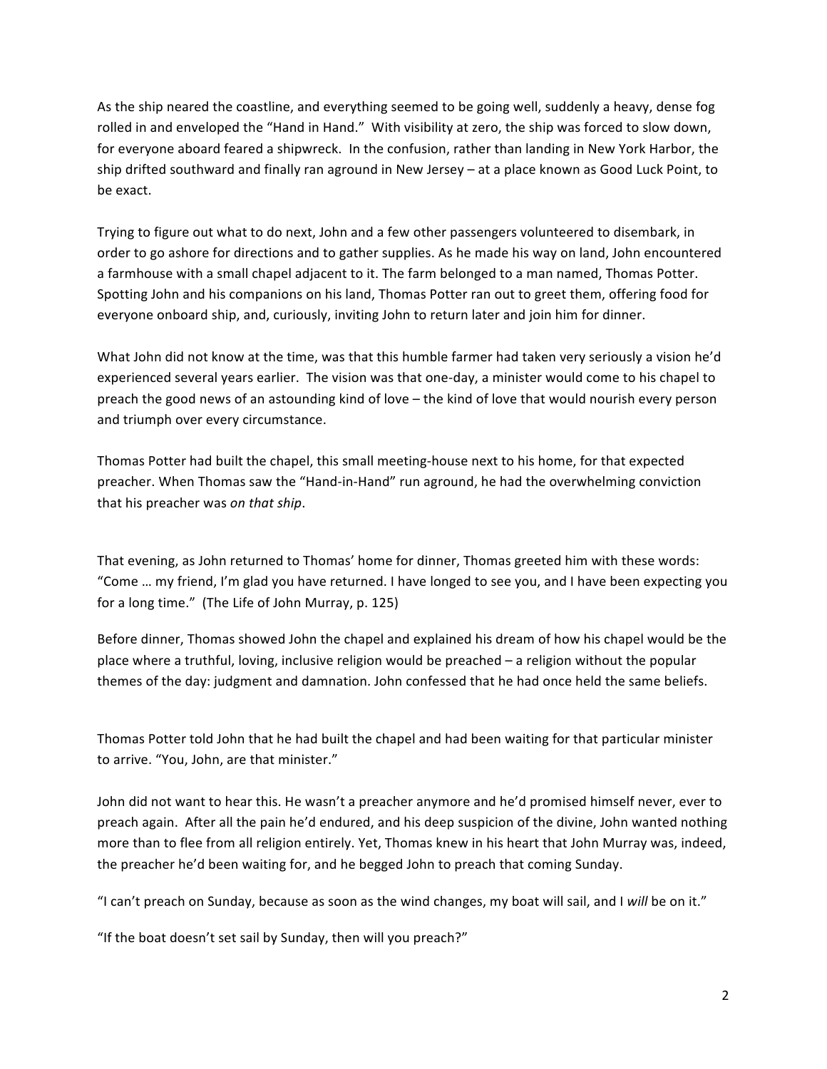As the ship neared the coastline, and everything seemed to be going well, suddenly a heavy, dense fog rolled in and enveloped the "Hand in Hand." With visibility at zero, the ship was forced to slow down, for everyone aboard feared a shipwreck. In the confusion, rather than landing in New York Harbor, the ship drifted southward and finally ran aground in New Jersey – at a place known as Good Luck Point, to be exact.

Trying to figure out what to do next, John and a few other passengers volunteered to disembark, in order to go ashore for directions and to gather supplies. As he made his way on land, John encountered a farmhouse with a small chapel adjacent to it. The farm belonged to a man named, Thomas Potter. Spotting John and his companions on his land, Thomas Potter ran out to greet them, offering food for everyone onboard ship, and, curiously, inviting John to return later and join him for dinner.

What John did not know at the time, was that this humble farmer had taken very seriously a vision he'd experienced several years earlier. The vision was that one-day, a minister would come to his chapel to preach the good news of an astounding kind of love – the kind of love that would nourish every person and triumph over every circumstance.

Thomas Potter had built the chapel, this small meeting-house next to his home, for that expected preacher. When Thomas saw the "Hand-in-Hand" run aground, he had the overwhelming conviction that his preacher was *on that ship*.

That evening, as John returned to Thomas' home for dinner, Thomas greeted him with these words: "Come … my friend, I'm glad you have returned. I have longed to see you, and I have been expecting you for a long time." (The Life of John Murray, p. 125)

Before dinner, Thomas showed John the chapel and explained his dream of how his chapel would be the place where a truthful, loving, inclusive religion would be preached – a religion without the popular themes of the day: judgment and damnation. John confessed that he had once held the same beliefs.

Thomas Potter told John that he had built the chapel and had been waiting for that particular minister to arrive. "You, John, are that minister."

John did not want to hear this. He wasn't a preacher anymore and he'd promised himself never, ever to preach again. After all the pain he'd endured, and his deep suspicion of the divine, John wanted nothing more than to flee from all religion entirely. Yet, Thomas knew in his heart that John Murray was, indeed, the preacher he'd been waiting for, and he begged John to preach that coming Sunday.

"I can't preach on Sunday, because as soon as the wind changes, my boat will sail, and I *will* be on it."

"If the boat doesn't set sail by Sunday, then will you preach?"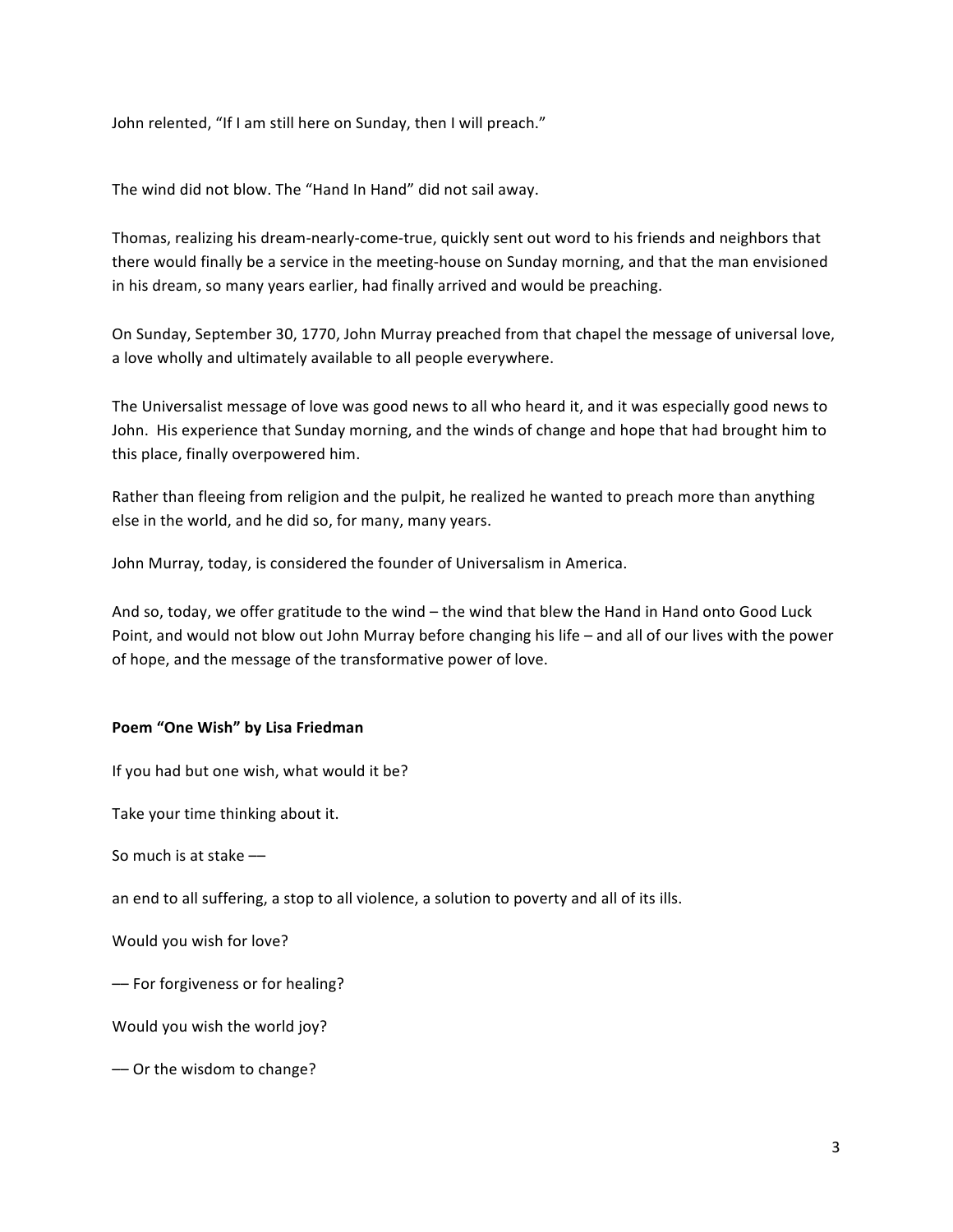John relented, "If I am still here on Sunday, then I will preach."

The wind did not blow. The "Hand In Hand" did not sail away.

Thomas, realizing his dream-nearly-come-true, quickly sent out word to his friends and neighbors that there would finally be a service in the meeting-house on Sunday morning, and that the man envisioned in his dream, so many years earlier, had finally arrived and would be preaching.

On Sunday, September 30, 1770, John Murray preached from that chapel the message of universal love, a love wholly and ultimately available to all people everywhere.

The Universalist message of love was good news to all who heard it, and it was especially good news to John. His experience that Sunday morning, and the winds of change and hope that had brought him to this place, finally overpowered him.

Rather than fleeing from religion and the pulpit, he realized he wanted to preach more than anything else in the world, and he did so, for many, many years.

John Murray, today, is considered the founder of Universalism in America.

And so, today, we offer gratitude to the wind – the wind that blew the Hand in Hand onto Good Luck Point, and would not blow out John Murray before changing his life – and all of our lives with the power of hope, and the message of the transformative power of love.

**Poem "One Wish" by Lisa Friedman**

If you had but one wish, what would it be?

Take your time thinking about it.

So much is at stake ––

an end to all suffering, a stop to all violence, a solution to poverty and all of its ills.

Would you wish for love?

–– For forgiveness or for healing?

Would you wish the world joy?

–– Or the wisdom to change?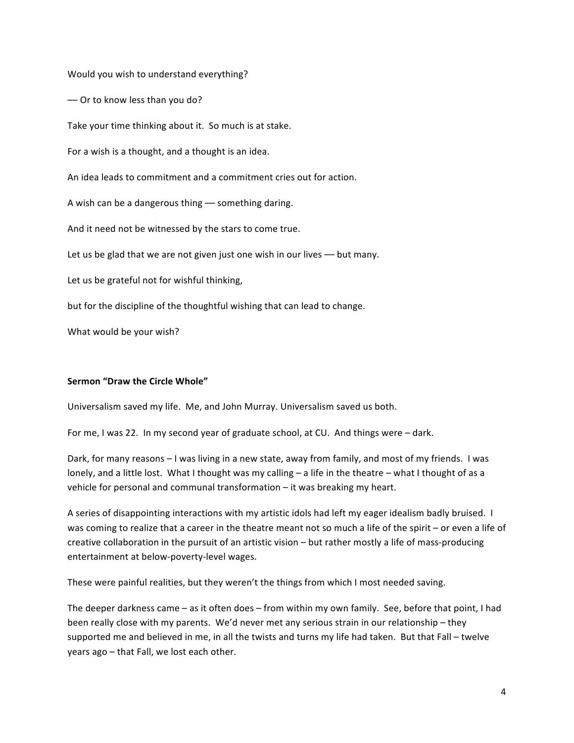Would you wish to understand everything?

— Or to know less than you do?

Take your time thinking about it. So much is at stake.

For a wish is a thought, and a thought is an idea.

An idea leads to commitment and a commitment cries out for action.

A wish can be a dangerous thing — something daring.

And it need not be witnessed by the stars to come true.

Let us be glad that we are not given just one wish in our lives — but many.

Let us be grateful not for wishful thinking,

but for the discipline of the thoughtful wishing that can lead to change.

What would be your wish?

**Sermon "Draw the Circle Whole"**

Universalism saved my life. Me, and John Murray. Universalism saved us both.

For me, I was 22. In my second year of graduate school, at CU. And things were – dark.

Dark, for many reasons – I was living in a new state, away from family, and most of my friends. I was lonely, and a little lost. What I thought was my calling – a life in the theatre – what I thought of as a vehicle for personal and communal transformation – it was breaking my heart.

A series of disappointing interactions with my artistic idols had left my eager idealism badly bruised. I was coming to realize that a career in the theatre meant not so much a life of the spirit – or even a life of creative collaboration in the pursuit of an artistic vision – but rather mostly a life of mass-producing entertainment at below-poverty-level wages.

These were painful realities, but they weren't the things from which I most needed saving.

The deeper darkness came – as it often does – from within my own family. See, before that point, I had been really close with my parents. We'd never met any serious strain in our relationship – they supported me and believed in me, in all the twists and turns my life had taken. But that Fall – twelve years ago – that Fall, we lost each other.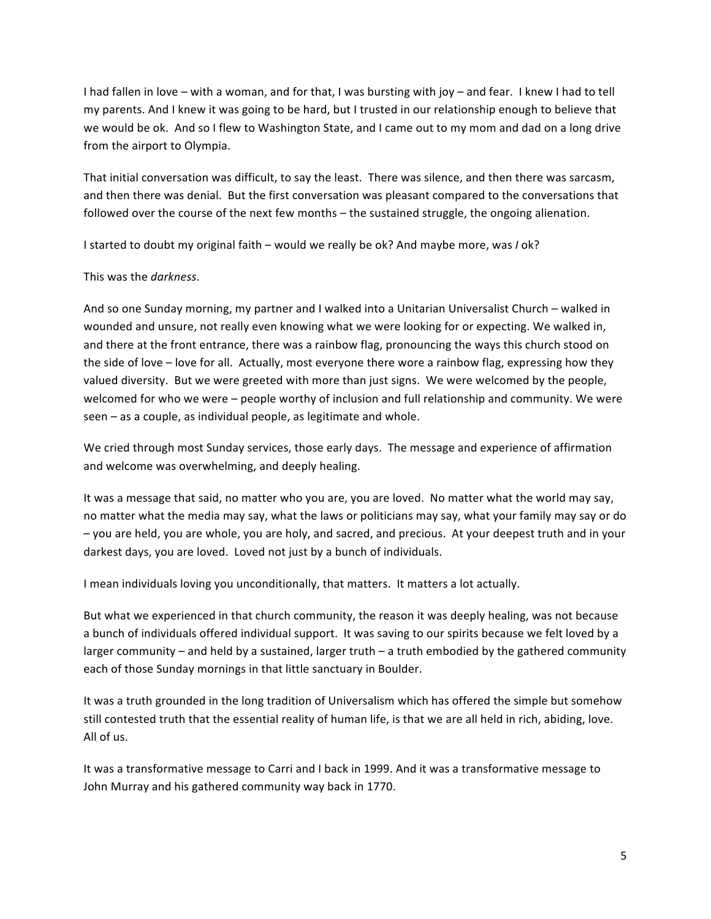I had fallen in love – with a woman, and for that, I was bursting with joy – and fear. I knew I had to tell my parents. And I knew it was going to be hard, but I trusted in our relationship enough to believe that we would be ok. And so I flew to Washington State, and I came out to my mom and dad on a long drive from the airport to Olympia.

That initial conversation was difficult, to say the least. There was silence, and then there was sarcasm, and then there was denial. But the first conversation was pleasant compared to the conversations that followed over the course of the next few months – the sustained struggle, the ongoing alienation.

I started to doubt my original faith – would we really be ok? And maybe more, was *I* ok?

This was the *darkness*.

And so one Sunday morning, my partner and I walked into a Unitarian Universalist Church – walked in wounded and unsure, not really even knowing what we were looking for or expecting. We walked in, and there at the front entrance, there was a rainbow flag, pronouncing the ways this church stood on the side of love – love for all. Actually, most everyone there wore a rainbow flag, expressing how they valued diversity. But we were greeted with more than just signs. We were welcomed by the people, welcomed for who we were – people worthy of inclusion and full relationship and community. We were seen – as a couple, as individual people, as legitimate and whole.

We cried through most Sunday services, those early days. The message and experience of affirmation and welcome was overwhelming, and deeply healing.

It was a message that said, no matter who you are, you are loved. No matter what the world may say, no matter what the media may say, what the laws or politicians may say, what your family may say or do – you are held, you are whole, you are holy, and sacred, and precious. At your deepest truth and in your darkest days, you are loved. Loved not just by a bunch of individuals.

I mean individuals loving you unconditionally, that matters. It matters a lot actually.

But what we experienced in that church community, the reason it was deeply healing, was not because a bunch of individuals offered individual support. It was saving to our spirits because we felt loved by a larger community – and held by a sustained, larger truth – a truth embodied by the gathered community each of those Sunday mornings in that little sanctuary in Boulder.

It was a truth grounded in the long tradition of Universalism which has offered the simple but somehow still contested truth that the essential reality of human life, is that we are all held in rich, abiding, love. All of us.

It was a transformative message to Carri and I back in 1999. And it was a transformative message to John Murray and his gathered community way back in 1770.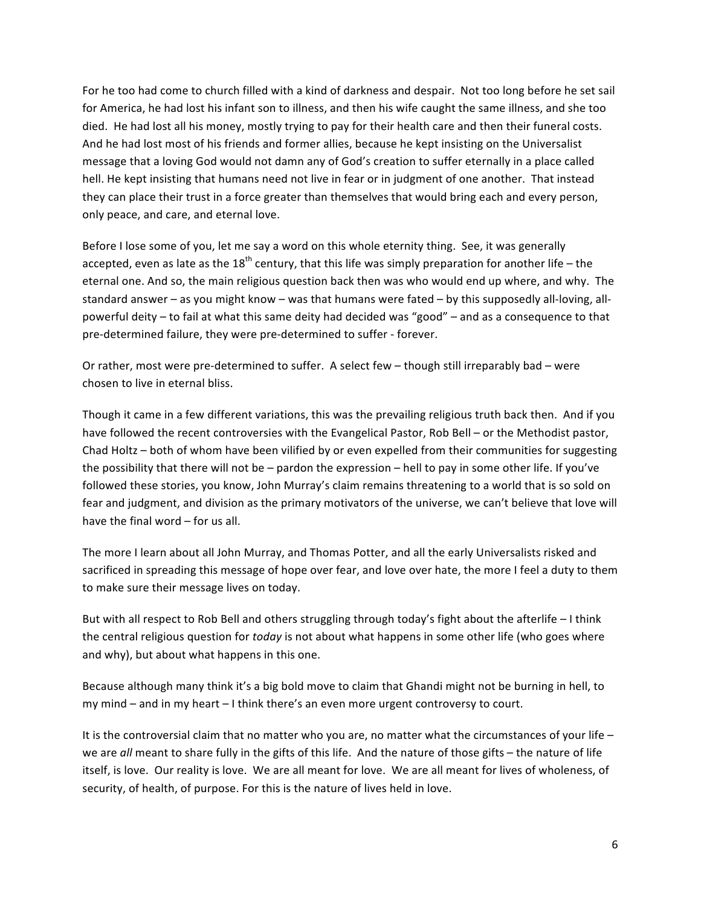For he too had come to church filled with a kind of darkness and despair. Not too long before he set sail for America, he had lost his infant son to illness, and then his wife caught the same illness, and she too died. He had lost all his money, mostly trying to pay for their health care and then their funeral costs. And he had lost most of his friends and former allies, because he kept insisting on the Universalist message that a loving God would not damn any of God's creation to suffer eternally in a place called hell. He kept insisting that humans need not live in fear or in judgment of one another. That instead they can place their trust in a force greater than themselves that would bring each and every person, only peace, and care, and eternal love.

Before I lose some of you, let me say a word on this whole eternity thing. See, it was generally accepted, even as late as the 18th century, that this life was simply preparation for another life – the eternal one. And so, the main religious question back then was who would end up where, and why. The standard answer – as you might know – was that humans were fated – by this supposedly all-loving, all-powerful deity – to fail at what this same deity had decided was "good" – and as a consequence to that pre-determined failure, they were pre-determined to suffer - forever.

Or rather, most were pre-determined to suffer. A select few – though still irreparably bad – were chosen to live in eternal bliss.

Though it came in a few different variations, this was the prevailing religious truth back then. And if you have followed the recent controversies with the Evangelical Pastor, Rob Bell – or the Methodist pastor, Chad Holtz – both of whom have been vilified by or even expelled from their communities for suggesting the possibility that there will not be – pardon the expression – hell to pay in some other life. If you've followed these stories, you know, John Murray's claim remains threatening to a world that is so sold on fear and judgment, and division as the primary motivators of the universe, we can't believe that love will have the final word – for us all.

The more I learn about all John Murray, and Thomas Potter, and all the early Universalists risked and sacrificed in spreading this message of hope over fear, and love over hate, the more I feel a duty to them to make sure their message lives on today.

But with all respect to Rob Bell and others struggling through today's fight about the afterlife – I think the central religious question for *today* is not about what happens in some other life (who goes where and why), but about what happens in this one.

Because although many think it's a big bold move to claim that Ghandi might not be burning in hell, to my mind – and in my heart – I think there's an even more urgent controversy to court.

It is the controversial claim that no matter who you are, no matter what the circumstances of your life – we are *all* meant to share fully in the gifts of this life. And the nature of those gifts – the nature of life itself, is love. Our reality is love. We are all meant for love. We are all meant for lives of wholeness, of security, of health, of purpose. For this is the nature of lives held in love.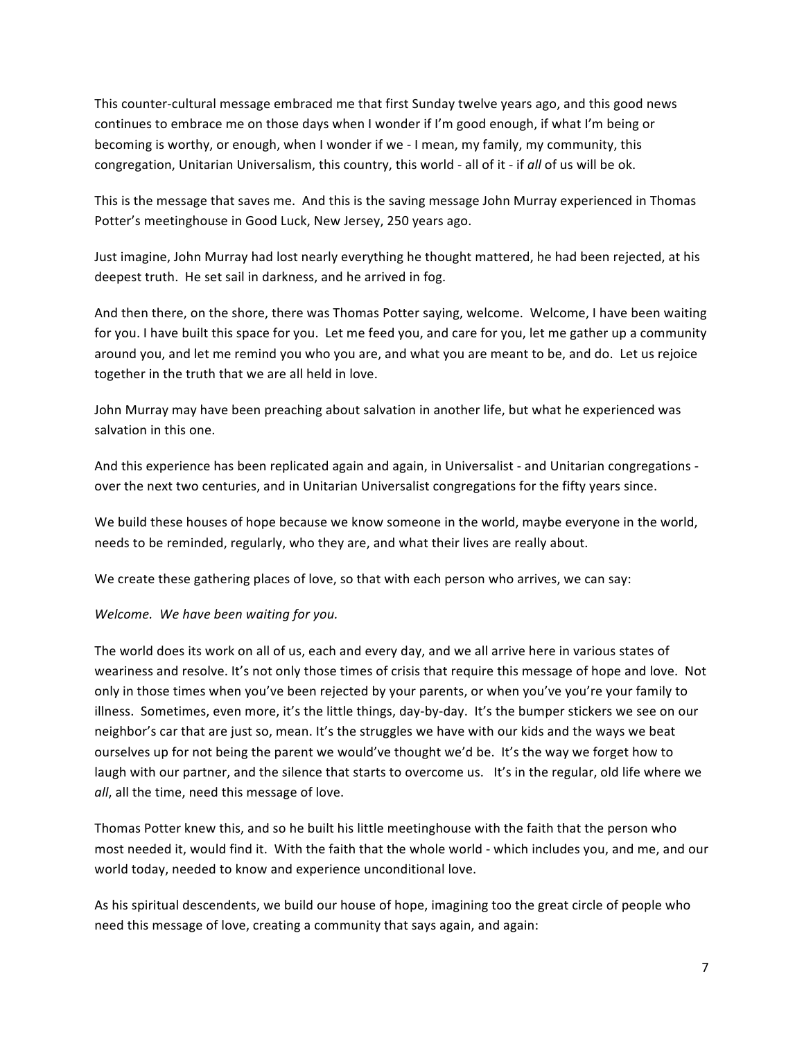This counter-cultural message embraced me that first Sunday twelve years ago, and this good news continues to embrace me on those days when I wonder if I'm good enough, if what I'm being or becoming is worthy, or enough, when I wonder if we - I mean, my family, my community, this congregation, Unitarian Universalism, this country, this world - all of it - if *all* of us will be ok.

This is the message that saves me. And this is the saving message John Murray experienced in Thomas Potter's meetinghouse in Good Luck, New Jersey, 250 years ago.

Just imagine, John Murray had lost nearly everything he thought mattered, he had been rejected, at his deepest truth. He set sail in darkness, and he arrived in fog.

And then there, on the shore, there was Thomas Potter saying, welcome. Welcome, I have been waiting for you. I have built this space for you. Let me feed you, and care for you, let me gather up a community around you, and let me remind you who you are, and what you are meant to be, and do. Let us rejoice together in the truth that we are all held in love.

John Murray may have been preaching about salvation in another life, but what he experienced was salvation in this one.

And this experience has been replicated again and again, in Universalist - and Unitarian congregations - over the next two centuries, and in Unitarian Universalist congregations for the fifty years since.

We build these houses of hope because we know someone in the world, maybe everyone in the world, needs to be reminded, regularly, who they are, and what their lives are really about.

We create these gathering places of love, so that with each person who arrives, we can say:

*Welcome. We have been waiting for you.*

The world does its work on all of us, each and every day, and we all arrive here in various states of weariness and resolve. It's not only those times of crisis that require this message of hope and love. Not only in those times when you've been rejected by your parents, or when you've you're your family to illness. Sometimes, even more, it's the little things, day-by-day. It's the bumper stickers we see on our neighbor's car that are just so, mean. It's the struggles we have with our kids and the ways we beat ourselves up for not being the parent we would've thought we'd be. It's the way we forget how to laugh with our partner, and the silence that starts to overcome us. It's in the regular, old life where we *all*, all the time, need this message of love.

Thomas Potter knew this, and so he built his little meetinghouse with the faith that the person who most needed it, would find it. With the faith that the whole world - which includes you, and me, and our world today, needed to know and experience unconditional love.

As his spiritual descendents, we build our house of hope, imagining too the great circle of people who need this message of love, creating a community that says again, and again: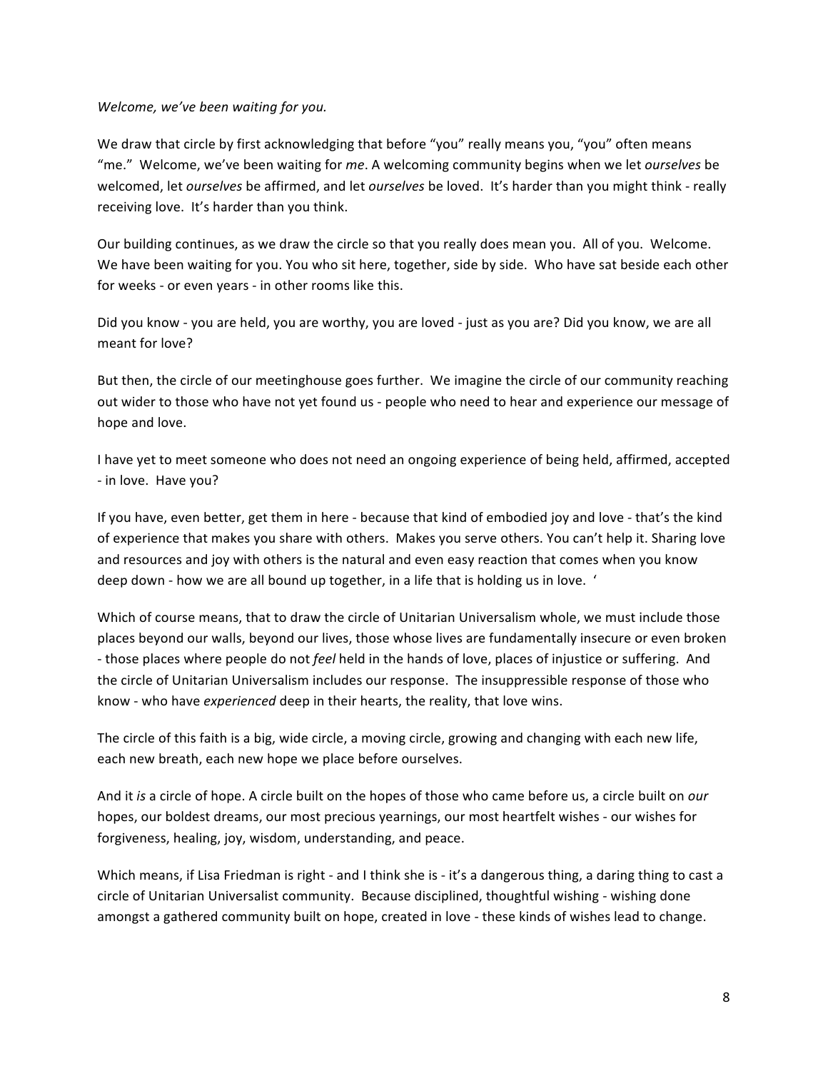*Welcome, we've been waiting for you.*

We draw that circle by first acknowledging that before "you" really means you, "you" often means "me." Welcome, we've been waiting for *me*. A welcoming community begins when we let *ourselves* be welcomed, let *ourselves* be affirmed, and let *ourselves* be loved. It's harder than you might think - really receiving love. It's harder than you think.

Our building continues, as we draw the circle so that you really does mean you. All of you. Welcome. We have been waiting for you. You who sit here, together, side by side. Who have sat beside each other for weeks - or even years - in other rooms like this.

Did you know - you are held, you are worthy, you are loved - just as you are? Did you know, we are all meant for love?

But then, the circle of our meetinghouse goes further. We imagine the circle of our community reaching out wider to those who have not yet found us - people who need to hear and experience our message of hope and love.

I have yet to meet someone who does not need an ongoing experience of being held, affirmed, accepted - in love. Have you?

If you have, even better, get them in here - because that kind of embodied joy and love - that's the kind of experience that makes you share with others. Makes you serve others. You can't help it. Sharing love and resources and joy with others is the natural and even easy reaction that comes when you know deep down - how we are all bound up together, in a life that is holding us in love. '

Which of course means, that to draw the circle of Unitarian Universalism whole, we must include those places beyond our walls, beyond our lives, those whose lives are fundamentally insecure or even broken - those places where people do not *feel* held in the hands of love, places of injustice or suffering. And the circle of Unitarian Universalism includes our response. The insuppressible response of those who know - who have *experienced* deep in their hearts, the reality, that love wins.

The circle of this faith is a big, wide circle, a moving circle, growing and changing with each new life, each new breath, each new hope we place before ourselves.

And it *is* a circle of hope. A circle built on the hopes of those who came before us, a circle built on *our* hopes, our boldest dreams, our most precious yearnings, our most heartfelt wishes - our wishes for forgiveness, healing, joy, wisdom, understanding, and peace.

Which means, if Lisa Friedman is right - and I think she is - it's a dangerous thing, a daring thing to cast a circle of Unitarian Universalist community. Because disciplined, thoughtful wishing - wishing done amongst a gathered community built on hope, created in love - these kinds of wishes lead to change.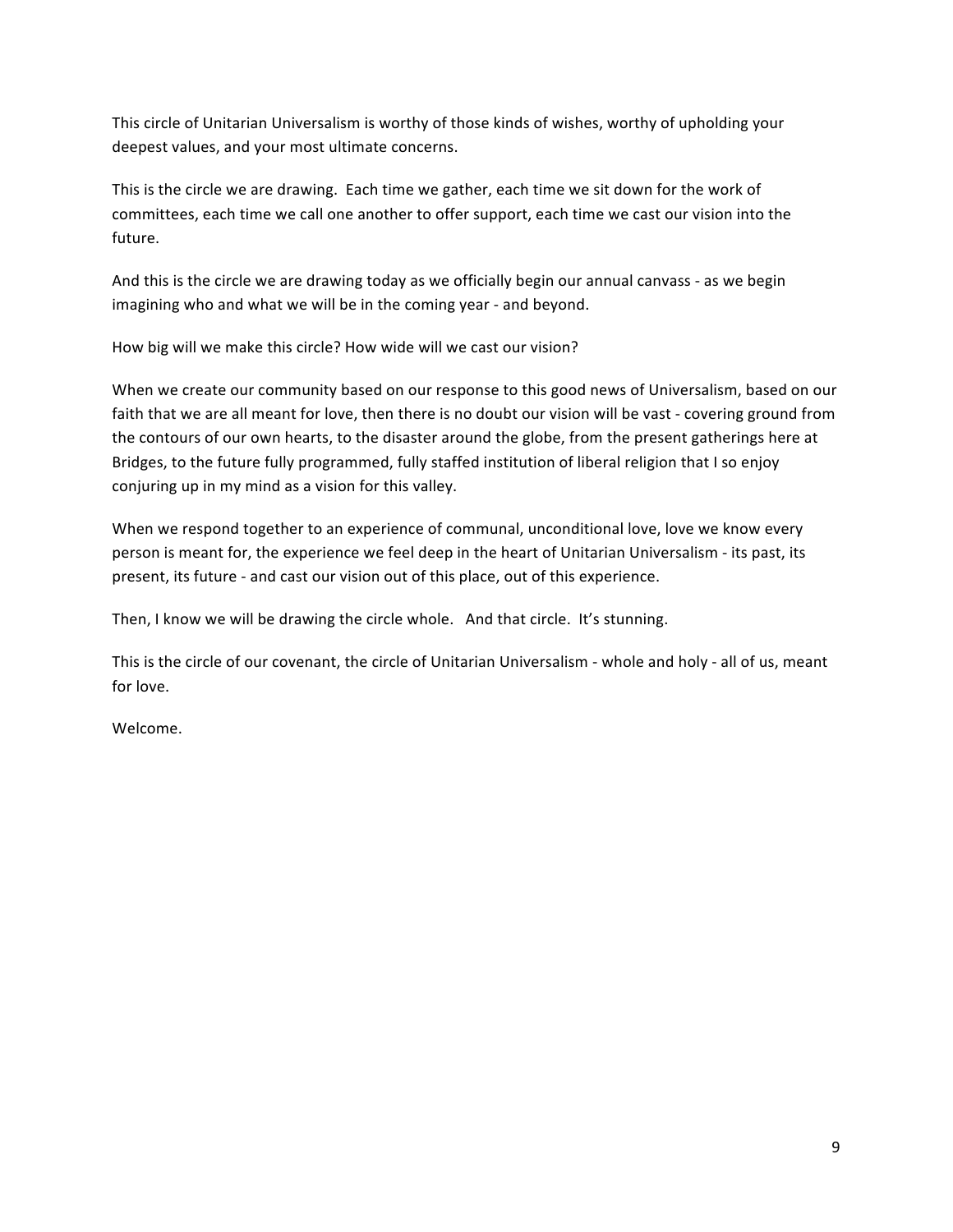This circle of Unitarian Universalism is worthy of those kinds of wishes, worthy of upholding your deepest values, and your most ultimate concerns.

This is the circle we are drawing. Each time we gather, each time we sit down for the work of committees, each time we call one another to offer support, each time we cast our vision into the future.

And this is the circle we are drawing today as we officially begin our annual canvass - as we begin imagining who and what we will be in the coming year - and beyond.

How big will we make this circle? How wide will we cast our vision?

When we create our community based on our response to this good news of Universalism, based on our faith that we are all meant for love, then there is no doubt our vision will be vast - covering ground from the contours of our own hearts, to the disaster around the globe, from the present gatherings here at Bridges, to the future fully programmed, fully staffed institution of liberal religion that I so enjoy conjuring up in my mind as a vision for this valley.

When we respond together to an experience of communal, unconditional love, love we know every person is meant for, the experience we feel deep in the heart of Unitarian Universalism - its past, its present, its future - and cast our vision out of this place, out of this experience.

Then, I know we will be drawing the circle whole. And that circle. It's stunning.

This is the circle of our covenant, the circle of Unitarian Universalism - whole and holy - all of us, meant for love.

Welcome.